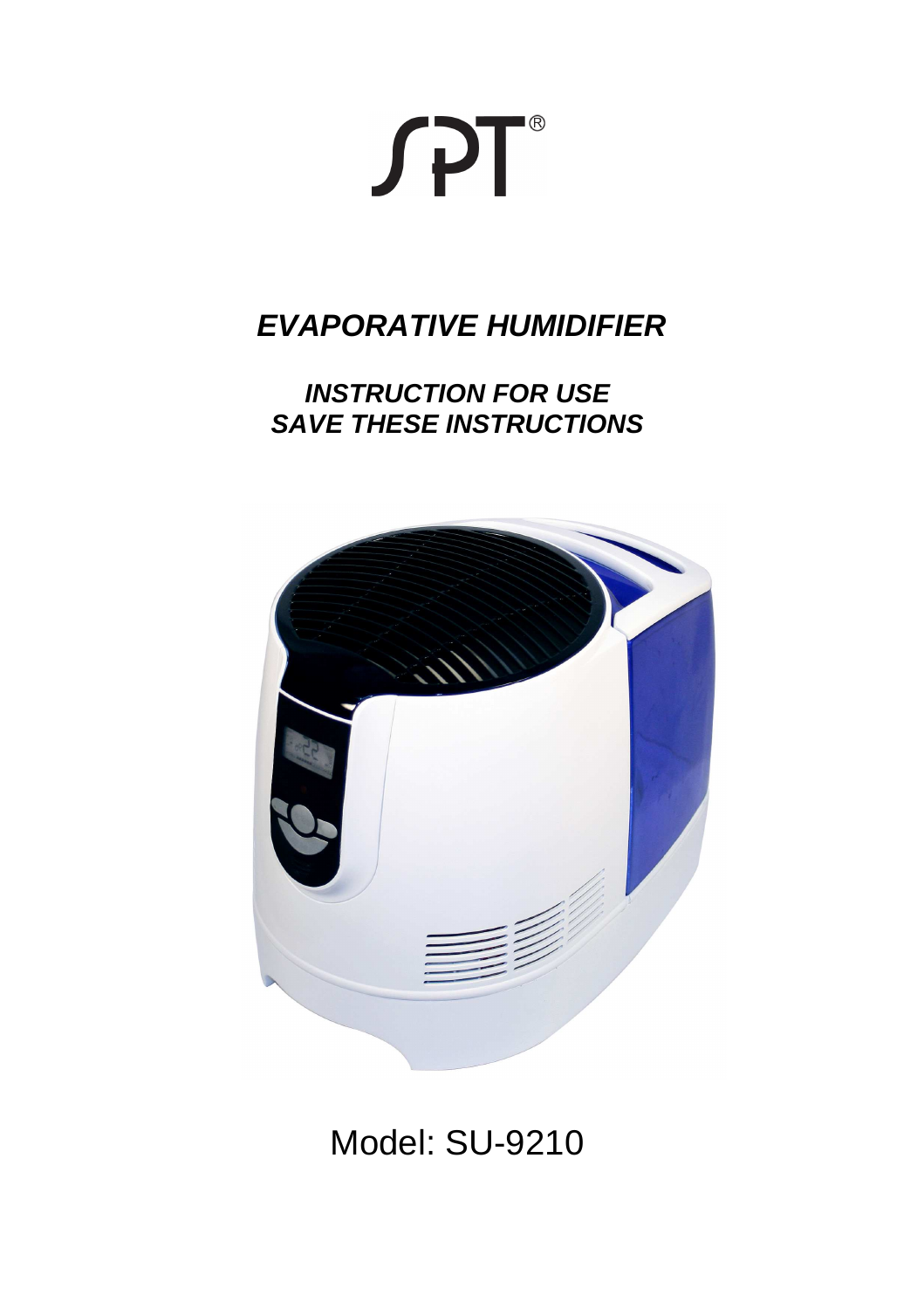SPT®

# *EVAPORATIVE HUMIDIFIER*

## *INSTRUCTION FOR USE*
## *SAVE THESE INSTRUCTIONS*

Model: SU-9210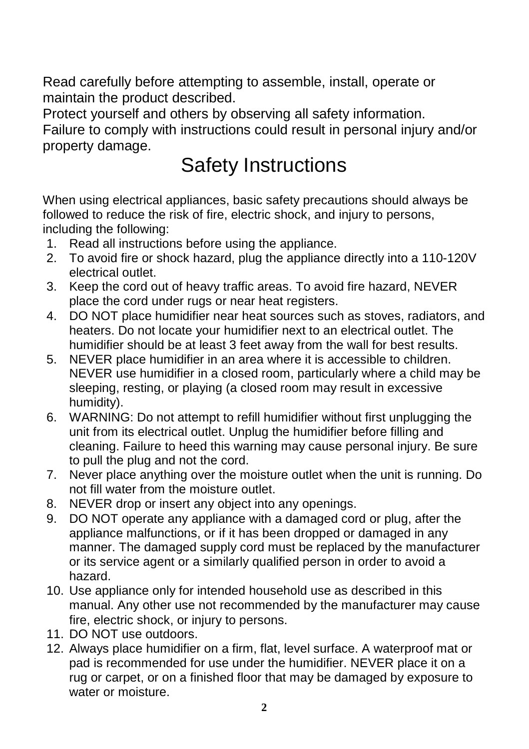Read carefully before attempting to assemble, install, operate or maintain the product described.
Protect yourself and others by observing all safety information.
Failure to comply with instructions could result in personal injury and/or property damage.

# Safety Instructions

When using electrical appliances, basic safety precautions should always be followed to reduce the risk of fire, electric shock, and injury to persons, including the following:

1. Read all instructions before using the appliance.
2. To avoid fire or shock hazard, plug the appliance directly into a 110-120V electrical outlet.
3. Keep the cord out of heavy traffic areas. To avoid fire hazard, NEVER place the cord under rugs or near heat registers.
4. DO NOT place humidifier near heat sources such as stoves, radiators, and heaters. Do not locate your humidifier next to an electrical outlet. The humidifier should be at least 3 feet away from the wall for best results.
5. NEVER place humidifier in an area where it is accessible to children. NEVER use humidifier in a closed room, particularly where a child may be sleeping, resting, or playing (a closed room may result in excessive humidity).
6. WARNING: Do not attempt to refill humidifier without first unplugging the unit from its electrical outlet. Unplug the humidifier before filling and cleaning. Failure to heed this warning may cause personal injury. Be sure to pull the plug and not the cord.
7. Never place anything over the moisture outlet when the unit is running. Do not fill water from the moisture outlet.
8. NEVER drop or insert any object into any openings.
9. DO NOT operate any appliance with a damaged cord or plug, after the appliance malfunctions, or if it has been dropped or damaged in any manner. The damaged supply cord must be replaced by the manufacturer or its service agent or a similarly qualified person in order to avoid a hazard.
10. Use appliance only for intended household use as described in this manual. Any other use not recommended by the manufacturer may cause fire, electric shock, or injury to persons.
11. DO NOT use outdoors.
12. Always place humidifier on a firm, flat, level surface. A waterproof mat or pad is recommended for use under the humidifier. NEVER place it on a rug or carpet, or on a finished floor that may be damaged by exposure to water or moisture.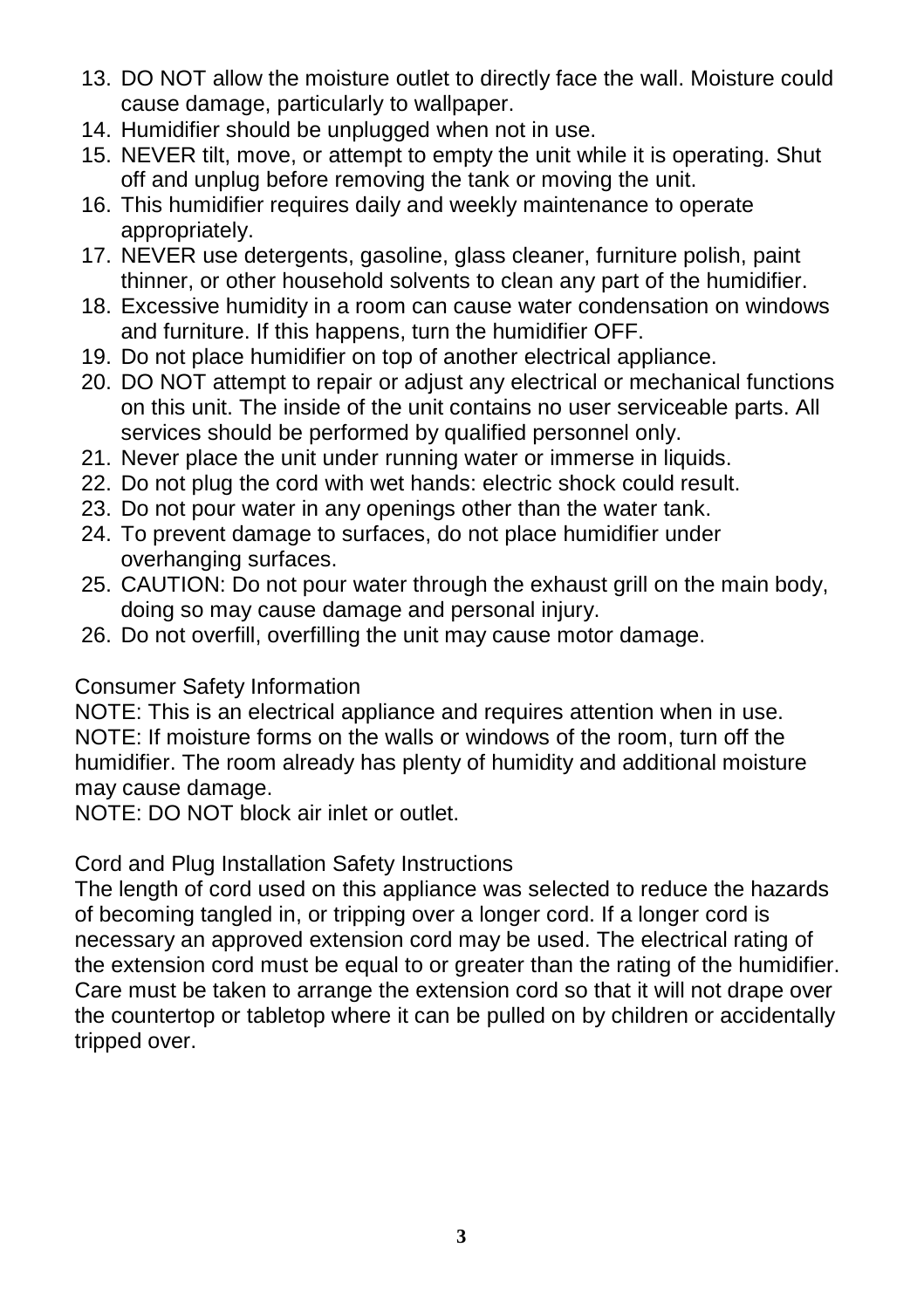13. DO NOT allow the moisture outlet to directly face the wall. Moisture could cause damage, particularly to wallpaper.
14. Humidifier should be unplugged when not in use.
15. NEVER tilt, move, or attempt to empty the unit while it is operating. Shut off and unplug before removing the tank or moving the unit.
16. This humidifier requires daily and weekly maintenance to operate appropriately.
17. NEVER use detergents, gasoline, glass cleaner, furniture polish, paint thinner, or other household solvents to clean any part of the humidifier.
18. Excessive humidity in a room can cause water condensation on windows and furniture. If this happens, turn the humidifier OFF.
19. Do not place humidifier on top of another electrical appliance.
20. DO NOT attempt to repair or adjust any electrical or mechanical functions on this unit. The inside of the unit contains no user serviceable parts. All services should be performed by qualified personnel only.
21. Never place the unit under running water or immerse in liquids.
22. Do not plug the cord with wet hands: electric shock could result.
23. Do not pour water in any openings other than the water tank.
24. To prevent damage to surfaces, do not place humidifier under overhanging surfaces.
25. CAUTION: Do not pour water through the exhaust grill on the main body, doing so may cause damage and personal injury.
26. Do not overfill, overfilling the unit may cause motor damage.

Consumer Safety Information

NOTE: This is an electrical appliance and requires attention when in use.
NOTE: If moisture forms on the walls or windows of the room, turn off the humidifier. The room already has plenty of humidity and additional moisture may cause damage.
NOTE: DO NOT block air inlet or outlet.

Cord and Plug Installation Safety Instructions

The length of cord used on this appliance was selected to reduce the hazards of becoming tangled in, or tripping over a longer cord. If a longer cord is necessary an approved extension cord may be used. The electrical rating of the extension cord must be equal to or greater than the rating of the humidifier. Care must be taken to arrange the extension cord so that it will not drape over the countertop or tabletop where it can be pulled on by children or accidentally tripped over.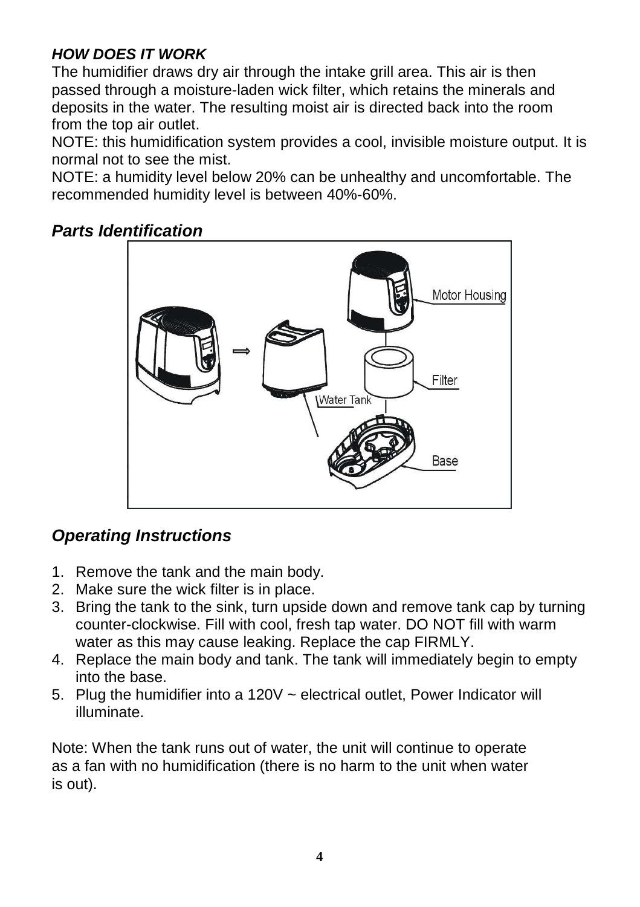### ***HOW DOES IT WORK***

The humidifier draws dry air through the intake grill area. This air is then passed through a moisture-laden wick filter, which retains the minerals and deposits in the water. The resulting moist air is directed back into the room from the top air outlet.

NOTE: this humidification system provides a cool, invisible moisture output. It is normal not to see the mist.

NOTE: a humidity level below 20% can be unhealthy and uncomfortable. The recommended humidity level is between 40%-60%.

## ***Parts Identification***

Motor Housing

Filter

Water Tank

Base

## ***Operating Instructions***

1. Remove the tank and the main body.
2. Make sure the wick filter is in place.
3. Bring the tank to the sink, turn upside down and remove tank cap by turning counter-clockwise. Fill with cool, fresh tap water. DO NOT fill with warm water as this may cause leaking. Replace the cap FIRMLY.
4. Replace the main body and tank. The tank will immediately begin to empty into the base.
5. Plug the humidifier into a 120V ~ electrical outlet, Power Indicator will illuminate.

Note: When the tank runs out of water, the unit will continue to operate as a fan with no humidification (there is no harm to the unit when water is out).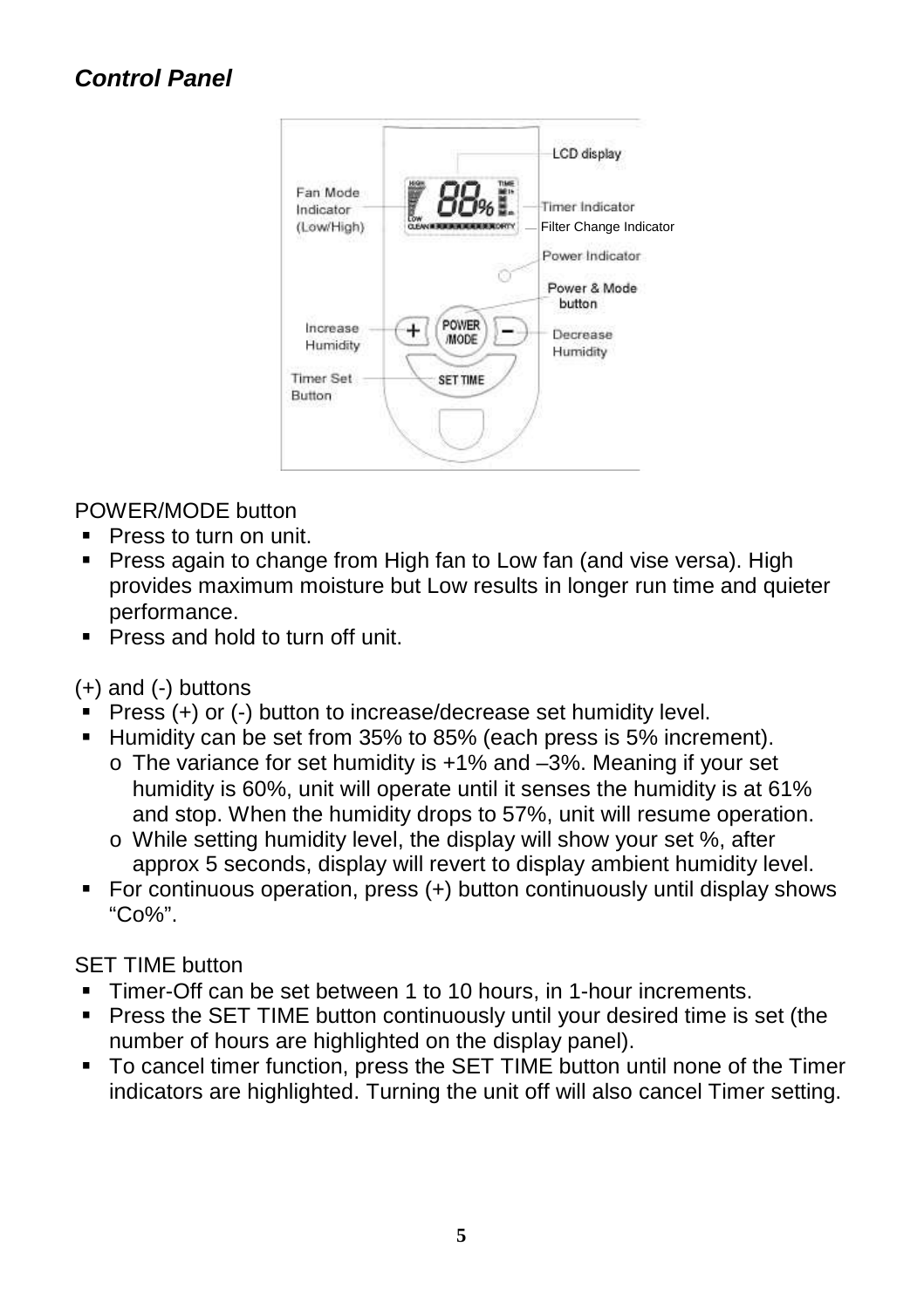## *Control Panel*

LCD display

Fan Mode Indicator (Low/High)

Timer Indicator

Filter Change Indicator

Power Indicator

Power & Mode button

Increase Humidity

Decrease Humidity

Timer Set Button

POWER/MODE button

- Press to turn on unit.
- Press again to change from High fan to Low fan (and vise versa). High provides maximum moisture but Low results in longer run time and quieter performance.
- Press and hold to turn off unit.

(+) and (-) buttons

- Press (+) or (-) button to increase/decrease set humidity level.
- Humidity can be set from 35% to 85% (each press is 5% increment).
  - o The variance for set humidity is +1% and –3%. Meaning if your set humidity is 60%, unit will operate until it senses the humidity is at 61% and stop. When the humidity drops to 57%, unit will resume operation.
  - o While setting humidity level, the display will show your set %, after approx 5 seconds, display will revert to display ambient humidity level.
- For continuous operation, press (+) button continuously until display shows "Co%".

SET TIME button

- Timer-Off can be set between 1 to 10 hours, in 1-hour increments.
- Press the SET TIME button continuously until your desired time is set (the number of hours are highlighted on the display panel).
- To cancel timer function, press the SET TIME button until none of the Timer indicators are highlighted. Turning the unit off will also cancel Timer setting.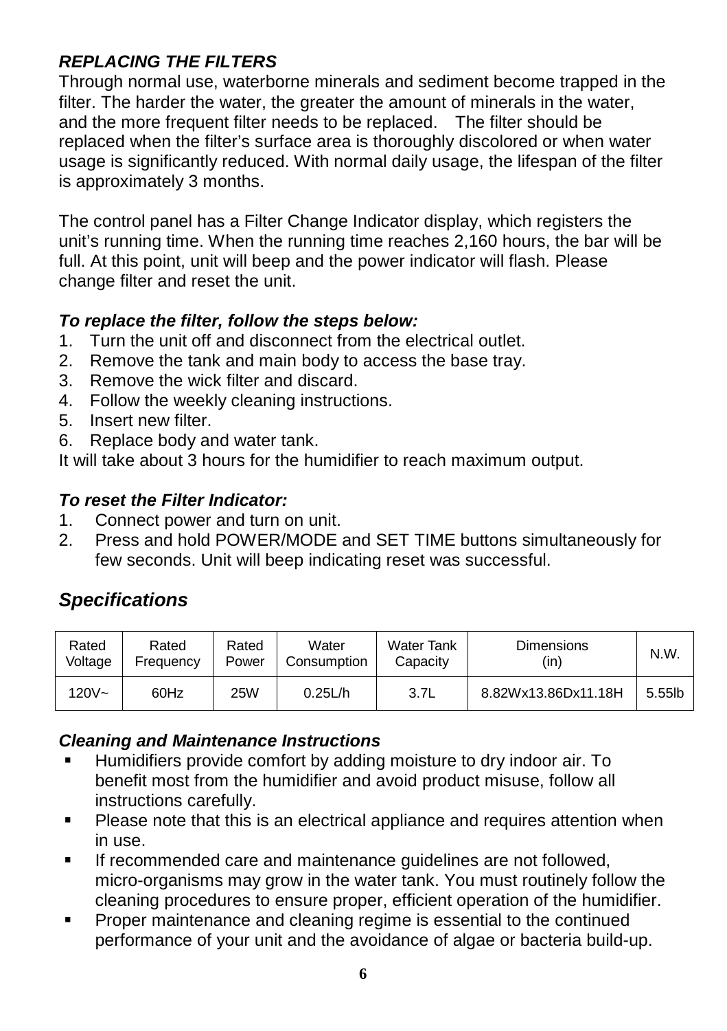### *REPLACING THE FILTERS*

Through normal use, waterborne minerals and sediment become trapped in the filter. The harder the water, the greater the amount of minerals in the water, and the more frequent filter needs to be replaced. The filter should be replaced when the filter's surface area is thoroughly discolored or when water usage is significantly reduced. With normal daily usage, the lifespan of the filter is approximately 3 months.

The control panel has a Filter Change Indicator display, which registers the unit's running time. When the running time reaches 2,160 hours, the bar will be full. At this point, unit will beep and the power indicator will flash. Please change filter and reset the unit.

#### *To replace the filter, follow the steps below:*

1. Turn the unit off and disconnect from the electrical outlet.
2. Remove the tank and main body to access the base tray.
3. Remove the wick filter and discard.
4. Follow the weekly cleaning instructions.
5. Insert new filter.
6. Replace body and water tank.

It will take about 3 hours for the humidifier to reach maximum output.

#### *To reset the Filter Indicator:*

1. Connect power and turn on unit.
2. Press and hold POWER/MODE and SET TIME buttons simultaneously for few seconds. Unit will beep indicating reset was successful.

## *Specifications*

| Rated Voltage | Rated Frequency | Rated Power | Water Consumption | Water Tank Capacity | Dimensions (in) | N.W. |
|---|---|---|---|---|---|---|
| 120V~ | 60Hz | 25W | 0.25L/h | 3.7L | 8.82Wx13.86Dx11.18H | 5.55lb |

### *Cleaning and Maintenance Instructions*

- Humidifiers provide comfort by adding moisture to dry indoor air. To benefit most from the humidifier and avoid product misuse, follow all instructions carefully.
- Please note that this is an electrical appliance and requires attention when in use.
- If recommended care and maintenance guidelines are not followed, micro-organisms may grow in the water tank. You must routinely follow the cleaning procedures to ensure proper, efficient operation of the humidifier.
- Proper maintenance and cleaning regime is essential to the continued performance of your unit and the avoidance of algae or bacteria build-up.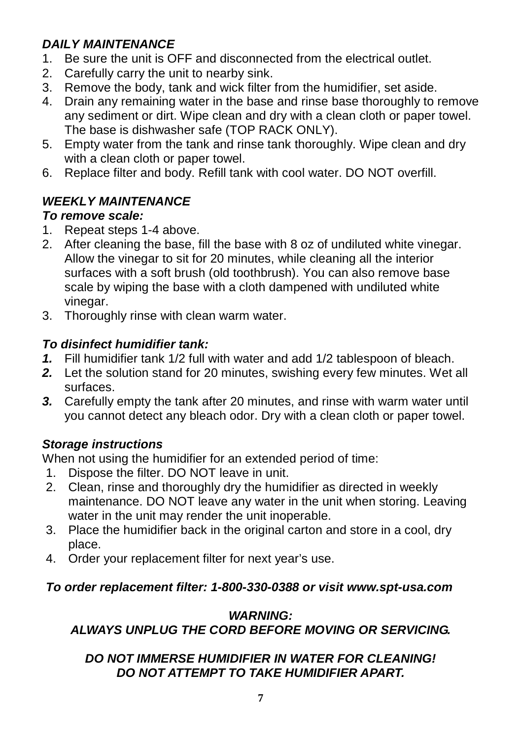## *DAILY MAINTENANCE*

1. Be sure the unit is OFF and disconnected from the electrical outlet.
2. Carefully carry the unit to nearby sink.
3. Remove the body, tank and wick filter from the humidifier, set aside.
4. Drain any remaining water in the base and rinse base thoroughly to remove any sediment or dirt. Wipe clean and dry with a clean cloth or paper towel. The base is dishwasher safe (TOP RACK ONLY).
5. Empty water from the tank and rinse tank thoroughly. Wipe clean and dry with a clean cloth or paper towel.
6. Replace filter and body. Refill tank with cool water. DO NOT overfill.

## *WEEKLY MAINTENANCE*

### *To remove scale:*

1. Repeat steps 1-4 above.
2. After cleaning the base, fill the base with 8 oz of undiluted white vinegar. Allow the vinegar to sit for 20 minutes, while cleaning all the interior surfaces with a soft brush (old toothbrush). You can also remove base scale by wiping the base with a cloth dampened with undiluted white vinegar.
3. Thoroughly rinse with clean warm water.

### *To disinfect humidifier tank:*

1. Fill humidifier tank 1/2 full with water and add 1/2 tablespoon of bleach.
2. Let the solution stand for 20 minutes, swishing every few minutes. Wet all surfaces.
3. Carefully empty the tank after 20 minutes, and rinse with warm water until you cannot detect any bleach odor. Dry with a clean cloth or paper towel.

### *Storage instructions*

When not using the humidifier for an extended period of time:

1. Dispose the filter. DO NOT leave in unit.
2. Clean, rinse and thoroughly dry the humidifier as directed in weekly maintenance. DO NOT leave any water in the unit when storing. Leaving water in the unit may render the unit inoperable.
3. Place the humidifier back in the original carton and store in a cool, dry place.
4. Order your replacement filter for next year's use.

***To order replacement filter: 1-800-330-0388 or visit www.spt-usa.com***

***WARNING:***
***ALWAYS UNPLUG THE CORD BEFORE MOVING OR SERVICING.***

***DO NOT IMMERSE HUMIDIFIER IN WATER FOR CLEANING!***
***DO NOT ATTEMPT TO TAKE HUMIDIFIER APART.***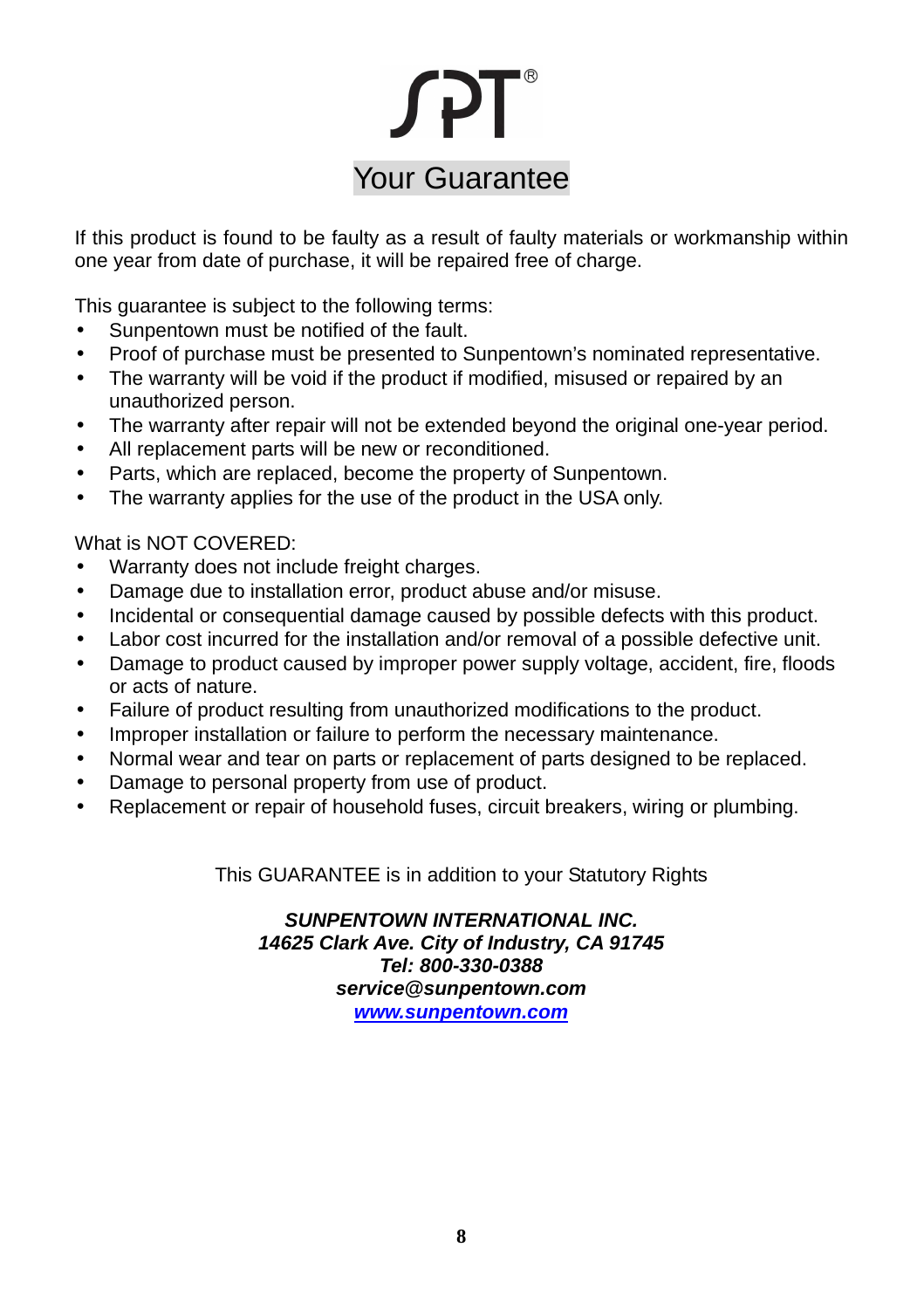# SPT®

## Your Guarantee

If this product is found to be faulty as a result of faulty materials or workmanship within one year from date of purchase, it will be repaired free of charge.

This guarantee is subject to the following terms:

- Sunpentown must be notified of the fault.
- Proof of purchase must be presented to Sunpentown's nominated representative.
- The warranty will be void if the product if modified, misused or repaired by an unauthorized person.
- The warranty after repair will not be extended beyond the original one-year period.
- All replacement parts will be new or reconditioned.
- Parts, which are replaced, become the property of Sunpentown.
- The warranty applies for the use of the product in the USA only.

What is NOT COVERED:

- Warranty does not include freight charges.
- Damage due to installation error, product abuse and/or misuse.
- Incidental or consequential damage caused by possible defects with this product.
- Labor cost incurred for the installation and/or removal of a possible defective unit.
- Damage to product caused by improper power supply voltage, accident, fire, floods or acts of nature.
- Failure of product resulting from unauthorized modifications to the product.
- Improper installation or failure to perform the necessary maintenance.
- Normal wear and tear on parts or replacement of parts designed to be replaced.
- Damage to personal property from use of product.
- Replacement or repair of household fuses, circuit breakers, wiring or plumbing.

This GUARANTEE is in addition to your Statutory Rights

***SUNPENTOWN INTERNATIONAL INC.***
***14625 Clark Ave. City of Industry, CA 91745***
***Tel: 800-330-0388***
***service@sunpentown.com***
***www.sunpentown.com***